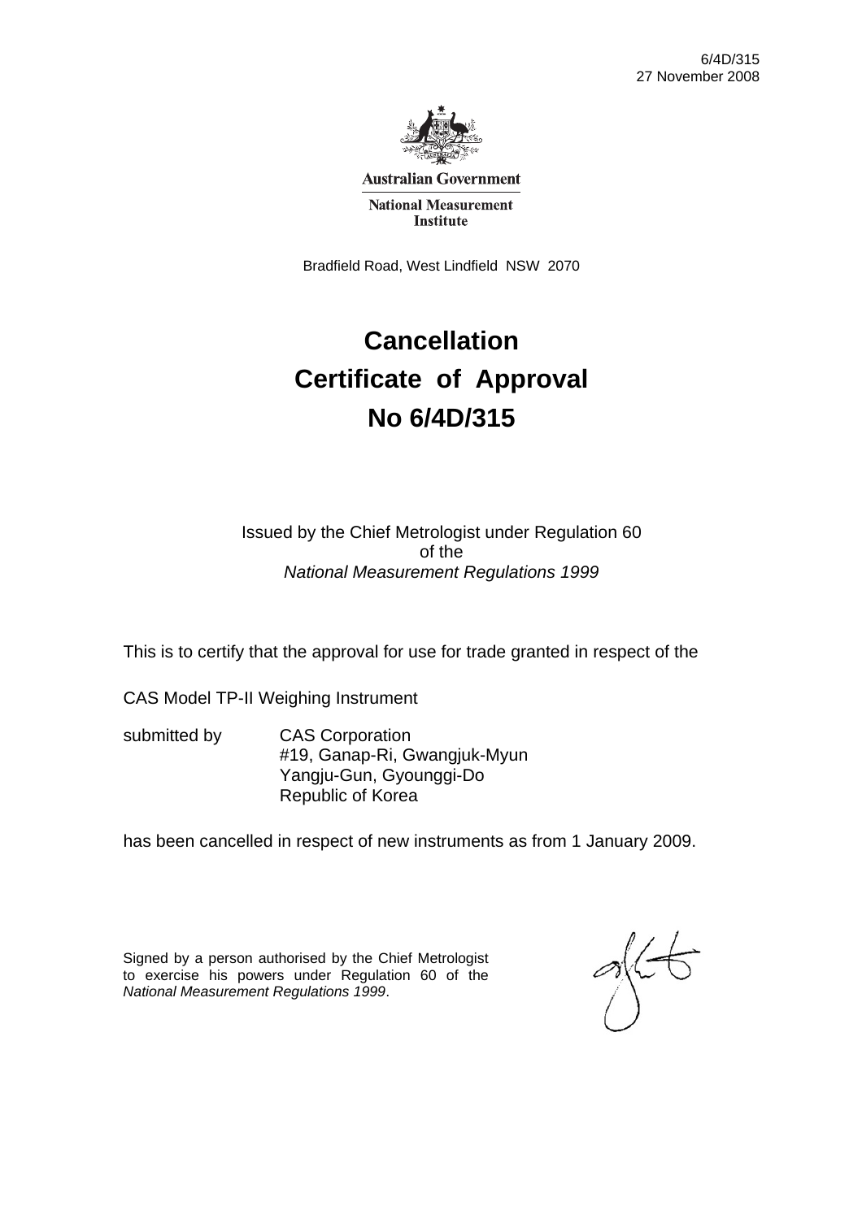6/4D/315
27 November 2008

**Australian Government**

**National Measurement Institute**

Bradfield Road, West Lindfield NSW 2070

# Cancellation
# Certificate of Approval
# No 6/4D/315

Issued by the Chief Metrologist under Regulation 60
of the
*National Measurement Regulations 1999*

This is to certify that the approval for use for trade granted in respect of the

CAS Model TP-II Weighing Instrument

submitted by CAS Corporation
#19, Ganap-Ri, Gwangjuk-Myun
Yangju-Gun, Gyounggi-Do
Republic of Korea

has been cancelled in respect of new instruments as from 1 January 2009.

Signed by a person authorised by the Chief Metrologist to exercise his powers under Regulation 60 of the *National Measurement Regulations 1999*.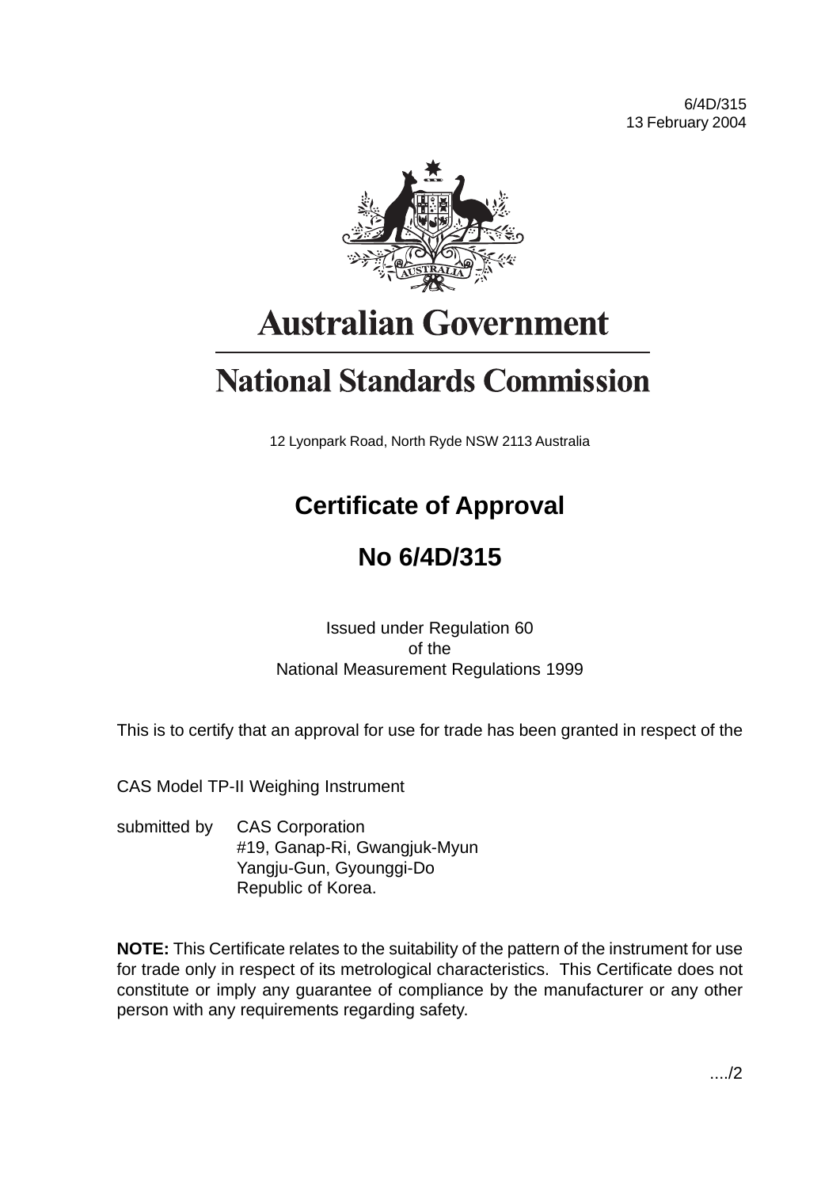6/4D/315
13 February 2004

# Australian Government

# National Standards Commission

12 Lyonpark Road, North Ryde NSW 2113 Australia

## Certificate of Approval

## No 6/4D/315

Issued under Regulation 60
of the
National Measurement Regulations 1999

This is to certify that an approval for use for trade has been granted in respect of the

CAS Model TP-II Weighing Instrument

submitted by CAS Corporation
#19, Ganap-Ri, Gwangjuk-Myun
Yangju-Gun, Gyounggi-Do
Republic of Korea.

**NOTE:** This Certificate relates to the suitability of the pattern of the instrument for use for trade only in respect of its metrological characteristics. This Certificate does not constitute or imply any guarantee of compliance by the manufacturer or any other person with any requirements regarding safety.

..../2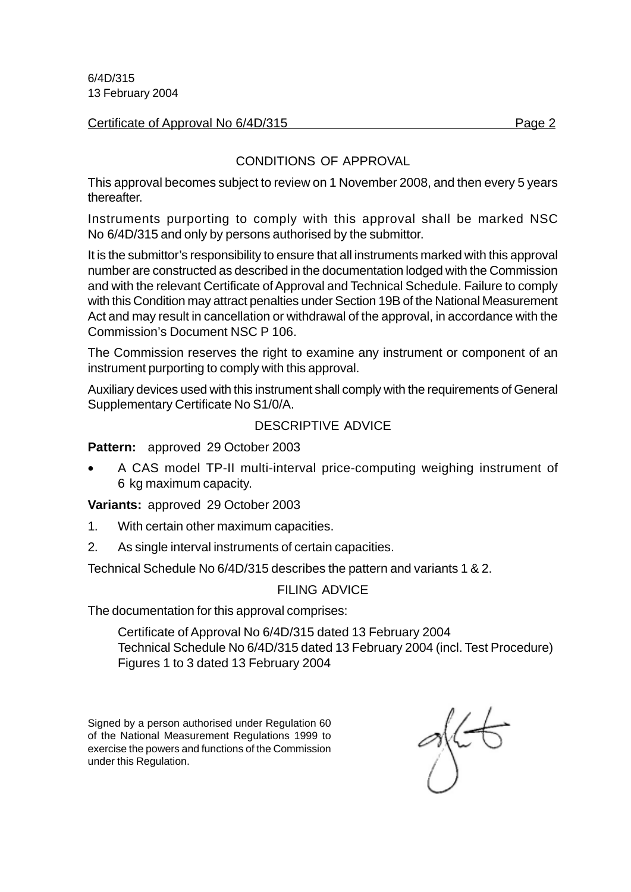6/4D/315
13 February 2004

Certificate of Approval No 6/4D/315 Page 2

## CONDITIONS OF APPROVAL

This approval becomes subject to review on 1 November 2008, and then every 5 years thereafter.

Instruments purporting to comply with this approval shall be marked NSC No 6/4D/315 and only by persons authorised by the submittor.

It is the submittor's responsibility to ensure that all instruments marked with this approval number are constructed as described in the documentation lodged with the Commission and with the relevant Certificate of Approval and Technical Schedule. Failure to comply with this Condition may attract penalties under Section 19B of the National Measurement Act and may result in cancellation or withdrawal of the approval, in accordance with the Commission's Document NSC P 106.

The Commission reserves the right to examine any instrument or component of an instrument purporting to comply with this approval.

Auxiliary devices used with this instrument shall comply with the requirements of General Supplementary Certificate No S1/0/A.

## DESCRIPTIVE ADVICE

**Pattern:** approved 29 October 2003

- A CAS model TP-II multi-interval price-computing weighing instrument of 6 kg maximum capacity.

**Variants:** approved 29 October 2003

1. With certain other maximum capacities.
2. As single interval instruments of certain capacities.

Technical Schedule No 6/4D/315 describes the pattern and variants 1 & 2.

## FILING ADVICE

The documentation for this approval comprises:

Certificate of Approval No 6/4D/315 dated 13 February 2004
Technical Schedule No 6/4D/315 dated 13 February 2004 (incl. Test Procedure)
Figures 1 to 3 dated 13 February 2004

Signed by a person authorised under Regulation 60 of the National Measurement Regulations 1999 to exercise the powers and functions of the Commission under this Regulation.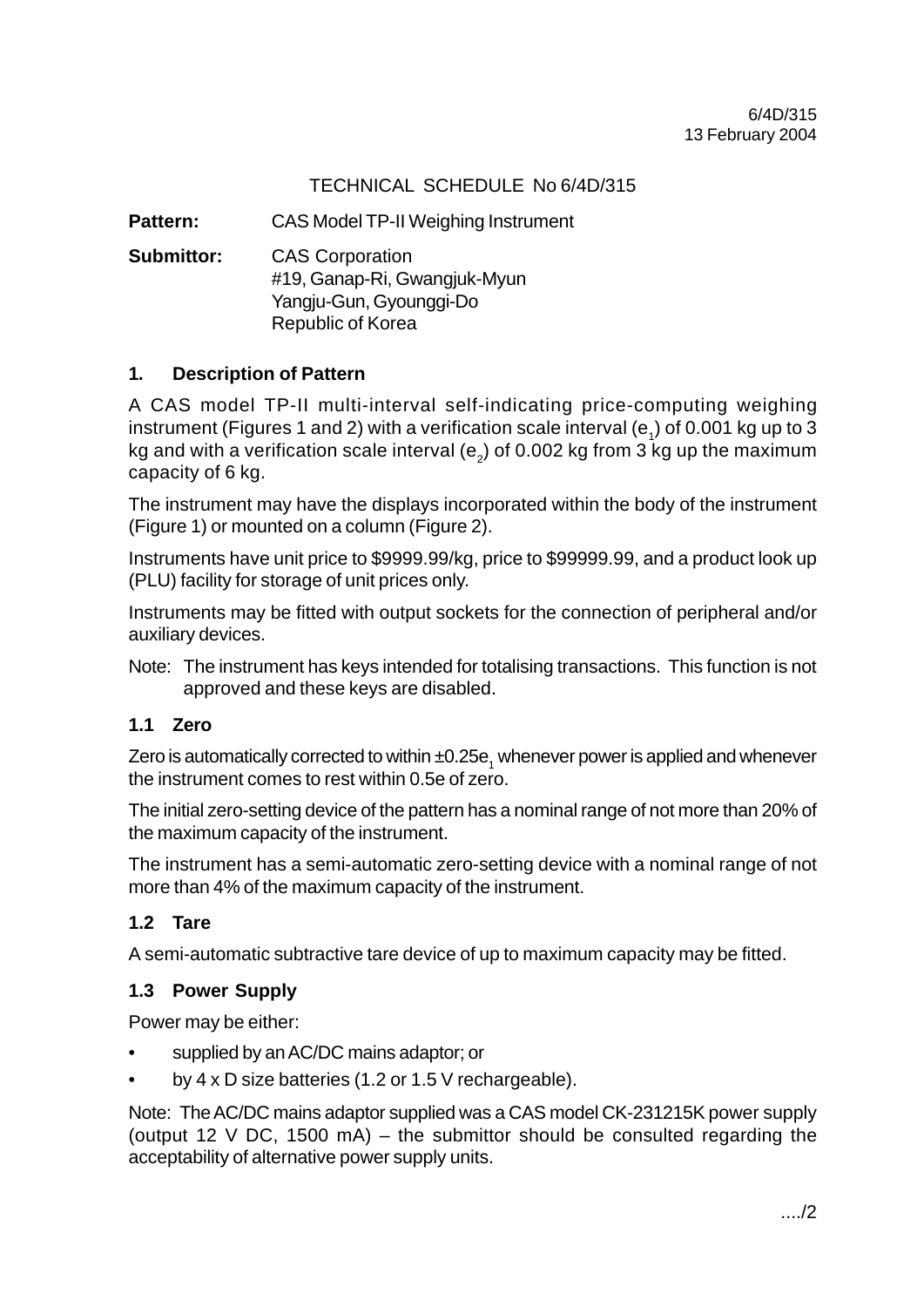6/4D/315
13 February 2004

TECHNICAL SCHEDULE No 6/4D/315

**Pattern:** CAS Model TP-II Weighing Instrument

**Submittor:** CAS Corporation
#19, Ganap-Ri, Gwangjuk-Myun
Yangju-Gun, Gyounggi-Do
Republic of Korea

## 1. Description of Pattern

A CAS model TP-II multi-interval self-indicating price-computing weighing instrument (Figures 1 and 2) with a verification scale interval ($e_1$) of 0.001 kg up to 3 kg and with a verification scale interval ($e_2$) of 0.002 kg from 3 kg up the maximum capacity of 6 kg.

The instrument may have the displays incorporated within the body of the instrument (Figure 1) or mounted on a column (Figure 2).

Instruments have unit price to $9999.99/kg, price to $99999.99, and a product look up (PLU) facility for storage of unit prices only.

Instruments may be fitted with output sockets for the connection of peripheral and/or auxiliary devices.

Note: The instrument has keys intended for totalising transactions. This function is not approved and these keys are disabled.

### 1.1 Zero

Zero is automatically corrected to within $\pm 0.25e_1$ whenever power is applied and whenever the instrument comes to rest within 0.5e of zero.

The initial zero-setting device of the pattern has a nominal range of not more than 20% of the maximum capacity of the instrument.

The instrument has a semi-automatic zero-setting device with a nominal range of not more than 4% of the maximum capacity of the instrument.

### 1.2 Tare

A semi-automatic subtractive tare device of up to maximum capacity may be fitted.

### 1.3 Power Supply

Power may be either:

- supplied by an AC/DC mains adaptor; or
- by 4 x D size batteries (1.2 or 1.5 V rechargeable).

Note: The AC/DC mains adaptor supplied was a CAS model CK-231215K power supply (output 12 V DC, 1500 mA) – the submittor should be consulted regarding the acceptability of alternative power supply units.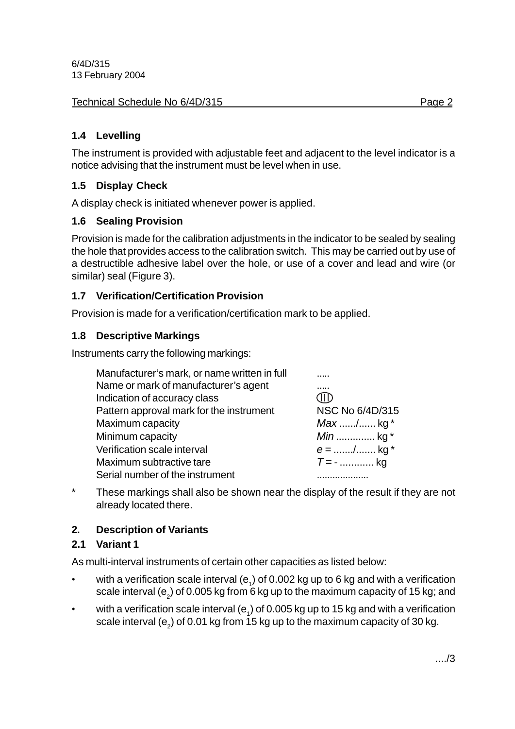### 1.4 Levelling

The instrument is provided with adjustable feet and adjacent to the level indicator is a notice advising that the instrument must be level when in use.

### 1.5 Display Check

A display check is initiated whenever power is applied.

### 1.6 Sealing Provision

Provision is made for the calibration adjustments in the indicator to be sealed by sealing the hole that provides access to the calibration switch. This may be carried out by use of a destructible adhesive label over the hole, or use of a cover and lead and wire (or similar) seal (Figure 3).

### 1.7 Verification/Certification Provision

Provision is made for a verification/certification mark to be applied.

### 1.8 Descriptive Markings

Instruments carry the following markings:

| | |
|---|---|
| Manufacturer's mark, or name written in full | ..... |
| Name or mark of manufacturer's agent | ..... |
| Indication of accuracy class | (III) |
| Pattern approval mark for the instrument | NSC No 6/4D/315 |
| Maximum capacity | *Max* ....../...... kg * |
| Minimum capacity | *Min* .............. kg * |
| Verification scale interval | *e* = ......./....... kg * |
| Maximum subtractive tare | *T* = - ............ kg |
| Serial number of the instrument | .................... |

\* These markings shall also be shown near the display of the result if they are not already located there.

## 2. Description of Variants

### 2.1 Variant 1

As multi-interval instruments of certain other capacities as listed below:

- with a verification scale interval ($e_1$) of 0.002 kg up to 6 kg and with a verification scale interval ($e_2$) of 0.005 kg from 6 kg up to the maximum capacity of 15 kg; and
- with a verification scale interval ($e_1$) of 0.005 kg up to 15 kg and with a verification scale interval ($e_2$) of 0.01 kg from 15 kg up to the maximum capacity of 30 kg.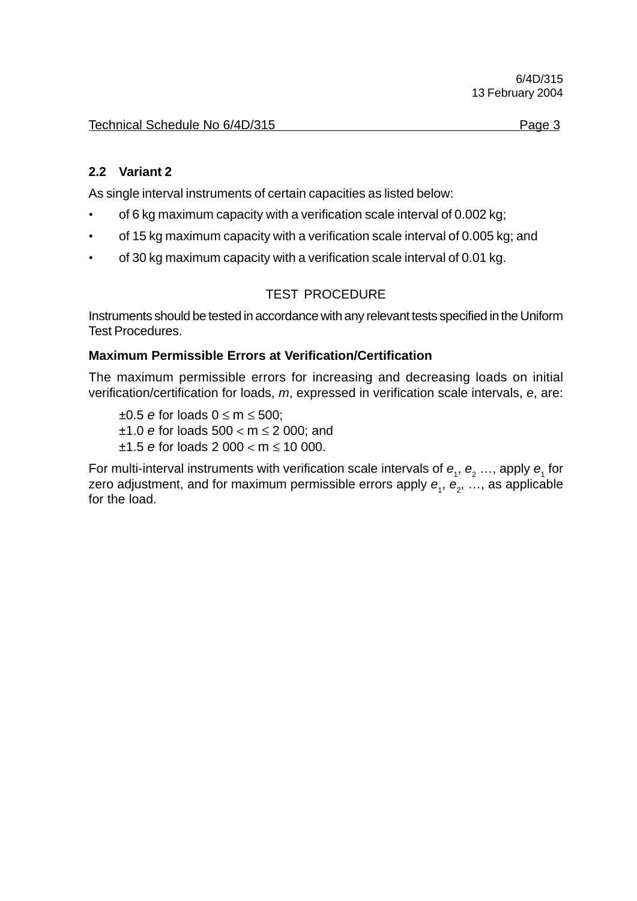## 2.2 Variant 2

As single interval instruments of certain capacities as listed below:

- of 6 kg maximum capacity with a verification scale interval of 0.002 kg;
- of 15 kg maximum capacity with a verification scale interval of 0.005 kg; and
- of 30 kg maximum capacity with a verification scale interval of 0.01 kg.

TEST PROCEDURE

Instruments should be tested in accordance with any relevant tests specified in the Uniform Test Procedures.

### Maximum Permissible Errors at Verification/Certification

The maximum permissible errors for increasing and decreasing loads on initial verification/certification for loads, *m*, expressed in verification scale intervals, *e*, are:

±0.5 $e$ for loads $0 \leq m \leq 500$;
±1.0 $e$ for loads $500 < m \leq 2\,000$; and
±1.5 $e$ for loads $2\,000 < m \leq 10\,000$.

For multi-interval instruments with verification scale intervals of $e_1$, $e_2$ …, apply $e_1$ for zero adjustment, and for maximum permissible errors apply $e_1$, $e_2$, …, as applicable for the load.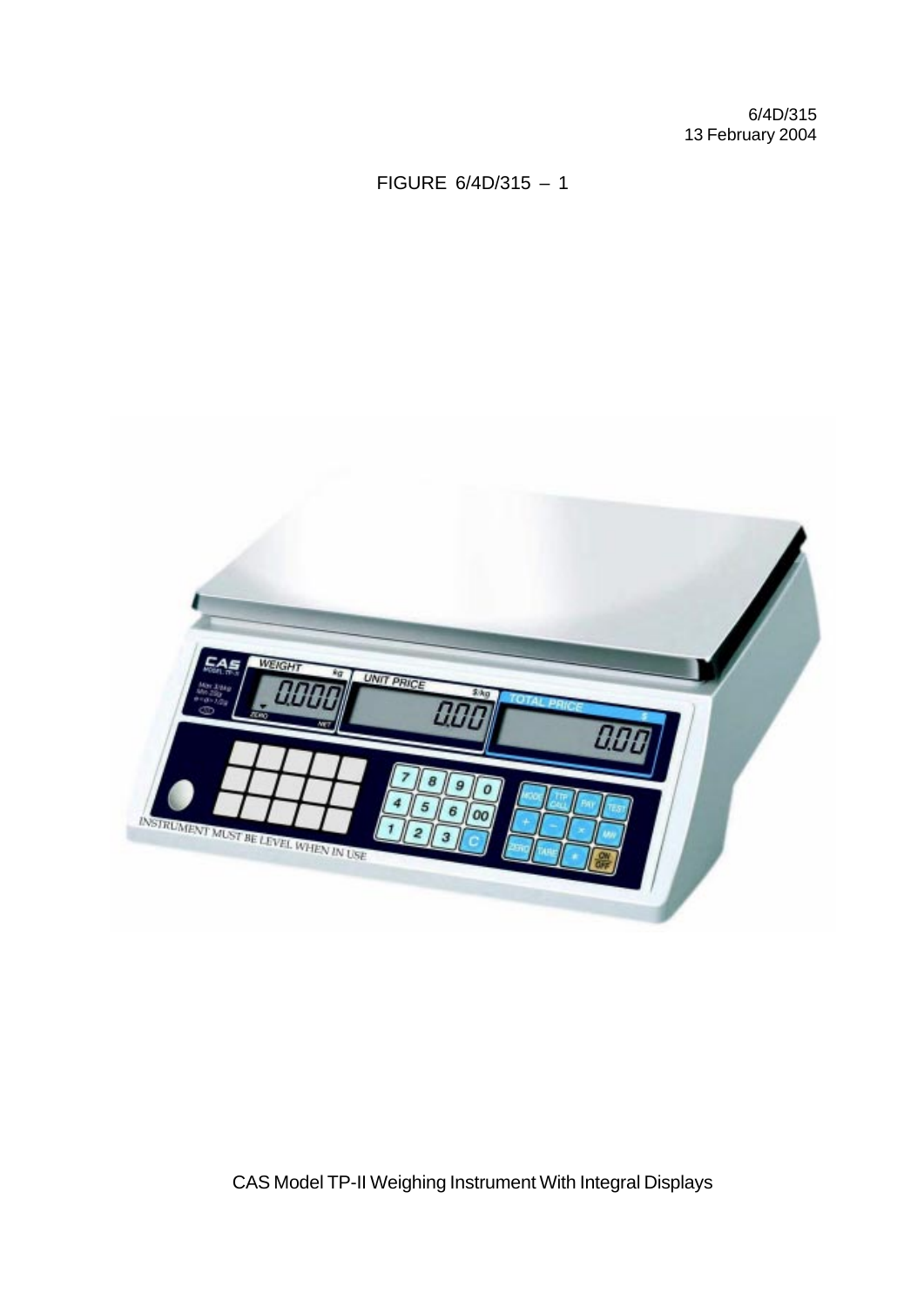6/4D/315
13 February 2004

FIGURE 6/4D/315 – 1

CAS Model TP-II Weighing Instrument With Integral Displays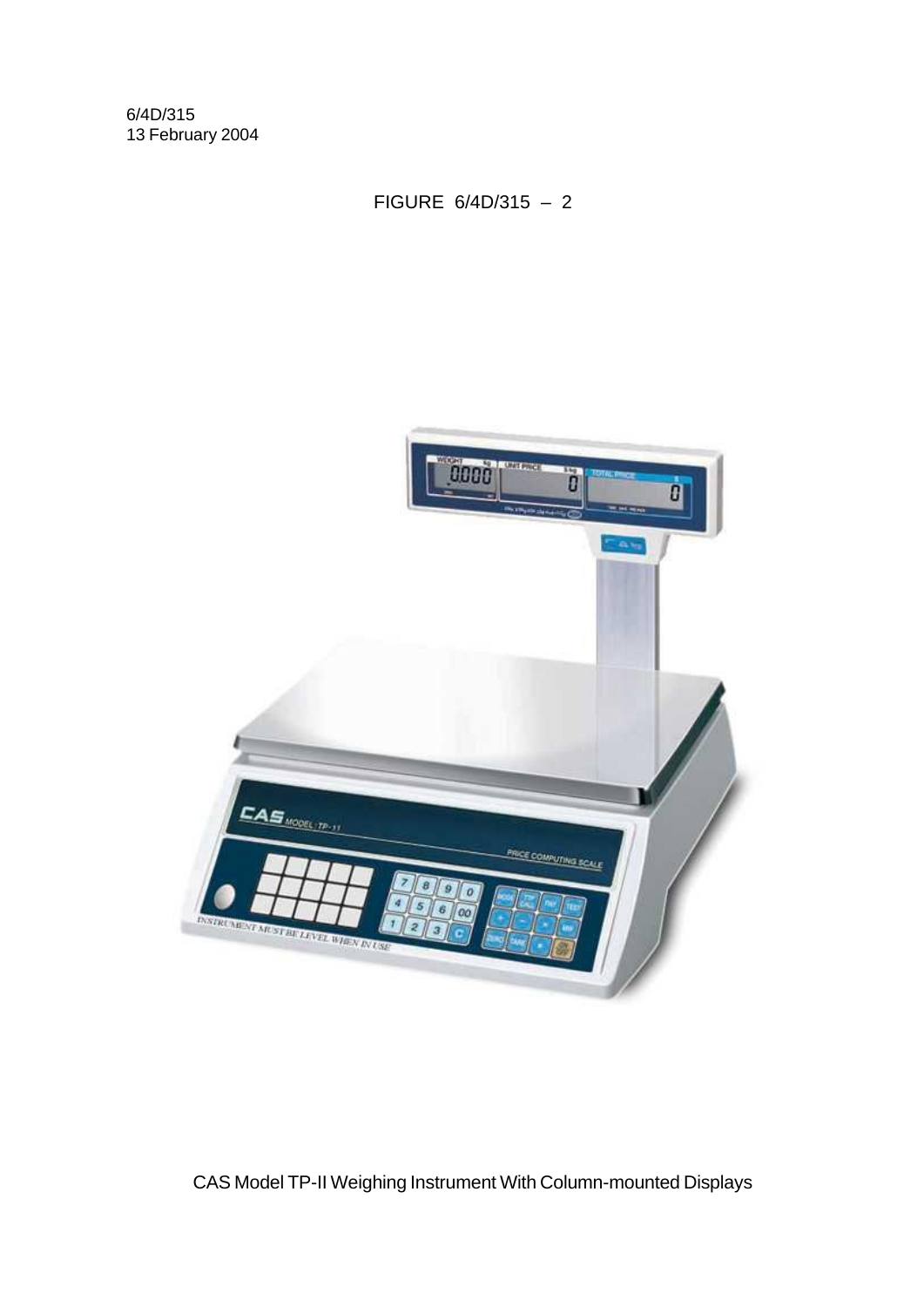6/4D/315
13 February 2004

FIGURE 6/4D/315 – 2

CAS Model TP-II Weighing Instrument With Column-mounted Displays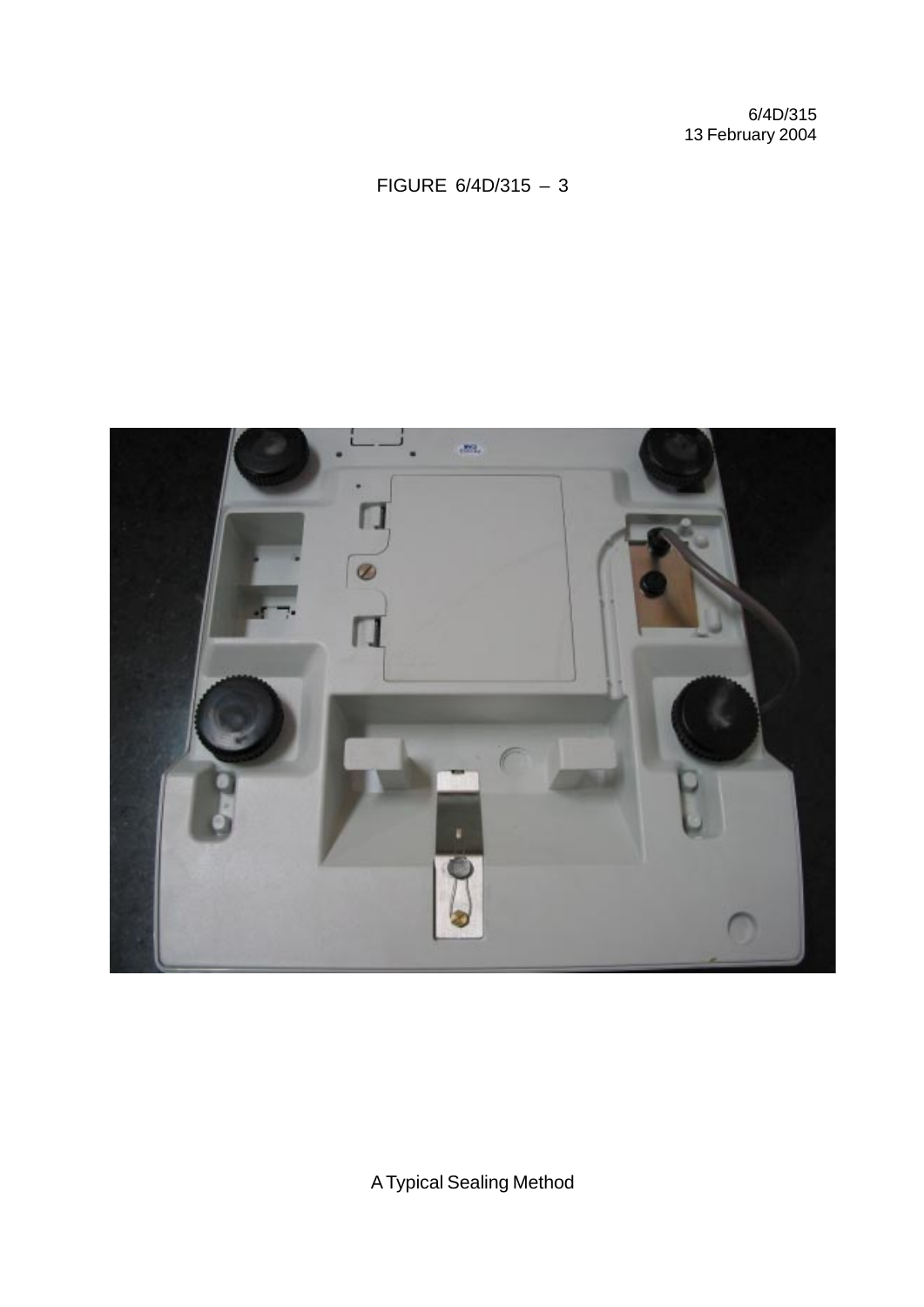6/4D/315
13 February 2004

FIGURE 6/4D/315 – 3

A Typical Sealing Method